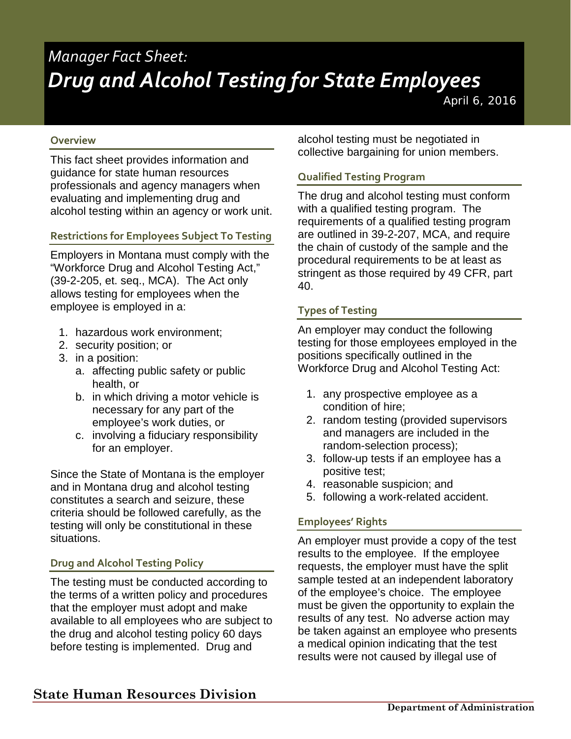*Manager Fact Sheet:*

# *Drug and Alcohol Testing for State Employees*

April 6, 2016

## Overview

This fact sheet provides information and guidance for state human resources professionals and agency managers when evaluating and implementing drug and alcohol testing within an agency or work unit.

## Restrictions for Employees Subject To Testing

Employers in Montana must comply with the "Workforce Drug and Alcohol Testing Act," (39-2-205, et. seq., MCA). The Act only allows testing for employees when the employee is employed in a:

1. hazardous work environment;
2. security position; or
3. in a position:
   a. affecting public safety or public health, or
   b. in which driving a motor vehicle is necessary for any part of the employee's work duties, or
   c. involving a fiduciary responsibility for an employer.

Since the State of Montana is the employer and in Montana drug and alcohol testing constitutes a search and seizure, these criteria should be followed carefully, as the testing will only be constitutional in these situations.

## Drug and Alcohol Testing Policy

The testing must be conducted according to the terms of a written policy and procedures that the employer must adopt and make available to all employees who are subject to the drug and alcohol testing policy 60 days before testing is implemented. Drug and alcohol testing must be negotiated in collective bargaining for union members.

## Qualified Testing Program

The drug and alcohol testing must conform with a qualified testing program. The requirements of a qualified testing program are outlined in 39-2-207, MCA, and require the chain of custody of the sample and the procedural requirements to be at least as stringent as those required by 49 CFR, part 40.

## Types of Testing

An employer may conduct the following testing for those employees employed in the positions specifically outlined in the Workforce Drug and Alcohol Testing Act:

1. any prospective employee as a condition of hire;
2. random testing (provided supervisors and managers are included in the random-selection process);
3. follow-up tests if an employee has a positive test;
4. reasonable suspicion; and
5. following a work-related accident.

## Employees' Rights

An employer must provide a copy of the test results to the employee. If the employee requests, the employer must have the split sample tested at an independent laboratory of the employee's choice. The employee must be given the opportunity to explain the results of any test. No adverse action may be taken against an employee who presents a medical opinion indicating that the test results were not caused by illegal use of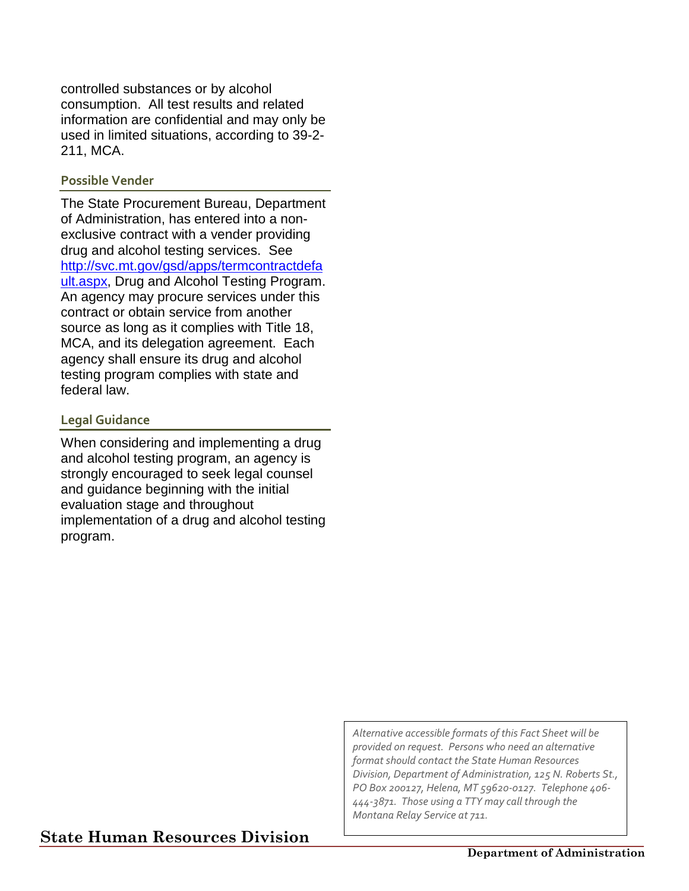controlled substances or by alcohol consumption. All test results and related information are confidential and may only be used in limited situations, according to 39-2-211, MCA.

### Possible Vender

The State Procurement Bureau, Department of Administration, has entered into a non-exclusive contract with a vender providing drug and alcohol testing services. See [http://svc.mt.gov/gsd/apps/termcontractdefault.aspx](http://svc.mt.gov/gsd/apps/termcontractdefault.aspx), Drug and Alcohol Testing Program. An agency may procure services under this contract or obtain service from another source as long as it complies with Title 18, MCA, and its delegation agreement. Each agency shall ensure its drug and alcohol testing program complies with state and federal law.

### Legal Guidance

When considering and implementing a drug and alcohol testing program, an agency is strongly encouraged to seek legal counsel and guidance beginning with the initial evaluation stage and throughout implementation of a drug and alcohol testing program.

*Alternative accessible formats of this Fact Sheet will be provided on request. Persons who need an alternative format should contact the State Human Resources Division, Department of Administration, 125 N. Roberts St., PO Box 200127, Helena, MT 59620-0127. Telephone 406-444-3871. Those using a TTY may call through the Montana Relay Service at 711.*

**State Human Resources Division**

**Department of Administration**